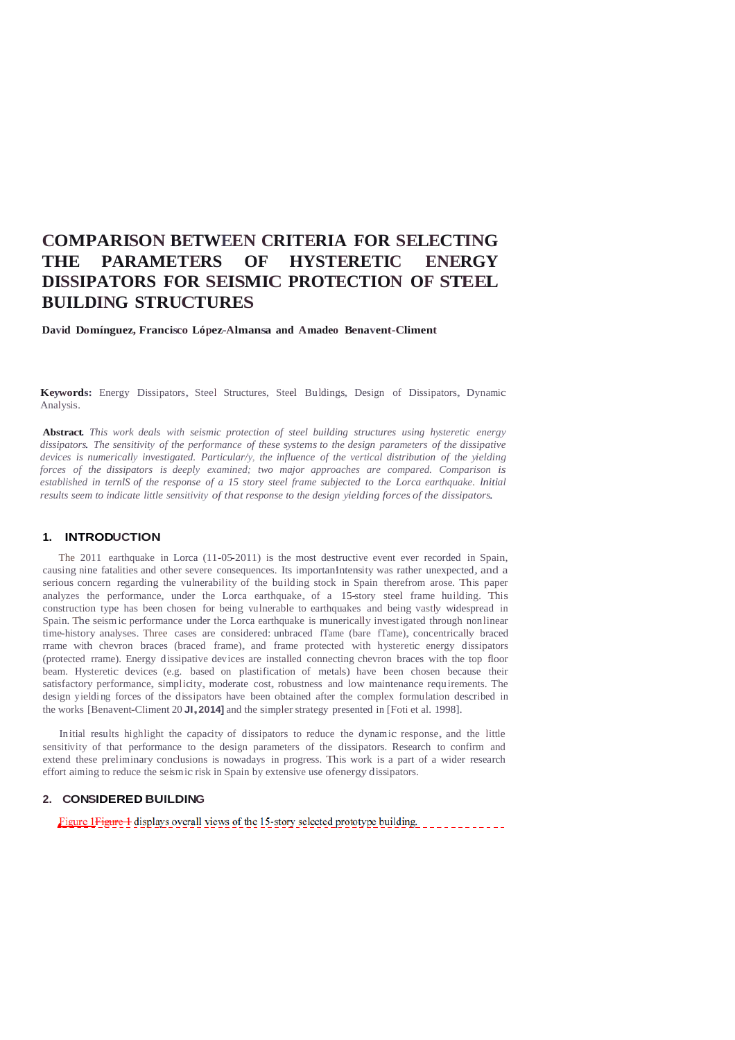# COMPARISON BETWEEN CRITERIA FOR SELECTING THE PARAMETERS OF HYSTERETIC ENERGY DISSIPATORS FOR SEISMIC PROTECTION OF STEEL BUILDING STRUCTURES

**David Domínguez, Francisco López-Almansa and Amadeo Benavent-Climent**

**Keywords:** Energy Dissipators, Steel Structures, Steel Buldings, Design of Dissipators, Dynamic Analysis.

**Abstract.** *This work deals with seismic protection of steel building structures using hysteretic energy dissipators. The sensitivity of the performance of these systems to the design parameters of the dissipative devices is numerically investigated. Particular/y, the influence of the vertical distribution of the yielding forces of the dissipators is deeply examined; two major approaches are compared. Comparison is established in ternlS of the response of a 15 story steel frame subjected to the Lorca earthquake. Initial results seem to indicate little sensitivity of that response to the design yielding forces of the dissipators.*

## 1. INTRODUCTION

The 2011 earthquake in Lorca (11-05-2011) is the most destructive event ever recorded in Spain, causing nine fatalities and other severe consequences. Its importanIntensity was rather unexpected, and a serious concern regarding the vulnerability of the building stock in Spain therefrom arose. This paper analyzes the performance, under the Lorca earthquake, of a 15-story steel frame huilding. This construction type has been chosen for being vulnerable to earthquakes and being vastly widespread in Spain. The seismic performance under the Lorca earthquake is munerically investigated through nonlinear time-history analyses. Three cases are considered: unbraced fTame (bare fTame), concentrically braced rrame with chevron braces (braced frame), and frame protected with hysteretic energy dissipators (protected rrame). Energy dissipative devices are installed connecting chevron braces with the top floor beam. Hysteretic devices (e.g. based on plastification of metals) have been chosen because their satisfactory performance, simplicity, moderate cost, robustness and low maintenance requirements. The design yielding forces of the dissipators have been obtained after the complex formulation described in the works [Benavent-Climent 20 **JI,2014]** and the simpler strategy presented in [Foti et al. 1998].

Initial results highlight the capacity of dissipators to reduce the dynamic response, and the little sensitivity of that performance to the design parameters of the dissipators. Research to confirm and extend these preliminary conclusions is nowadays in progress. This work is a part of a wider research effort aiming to reduce the seismic risk in Spain by extensive use ofenergy dissipators.

## 2. CONSIDERED BUILDING

Figure 1Figure 1 displays overall views of the 15-story selected prototype building.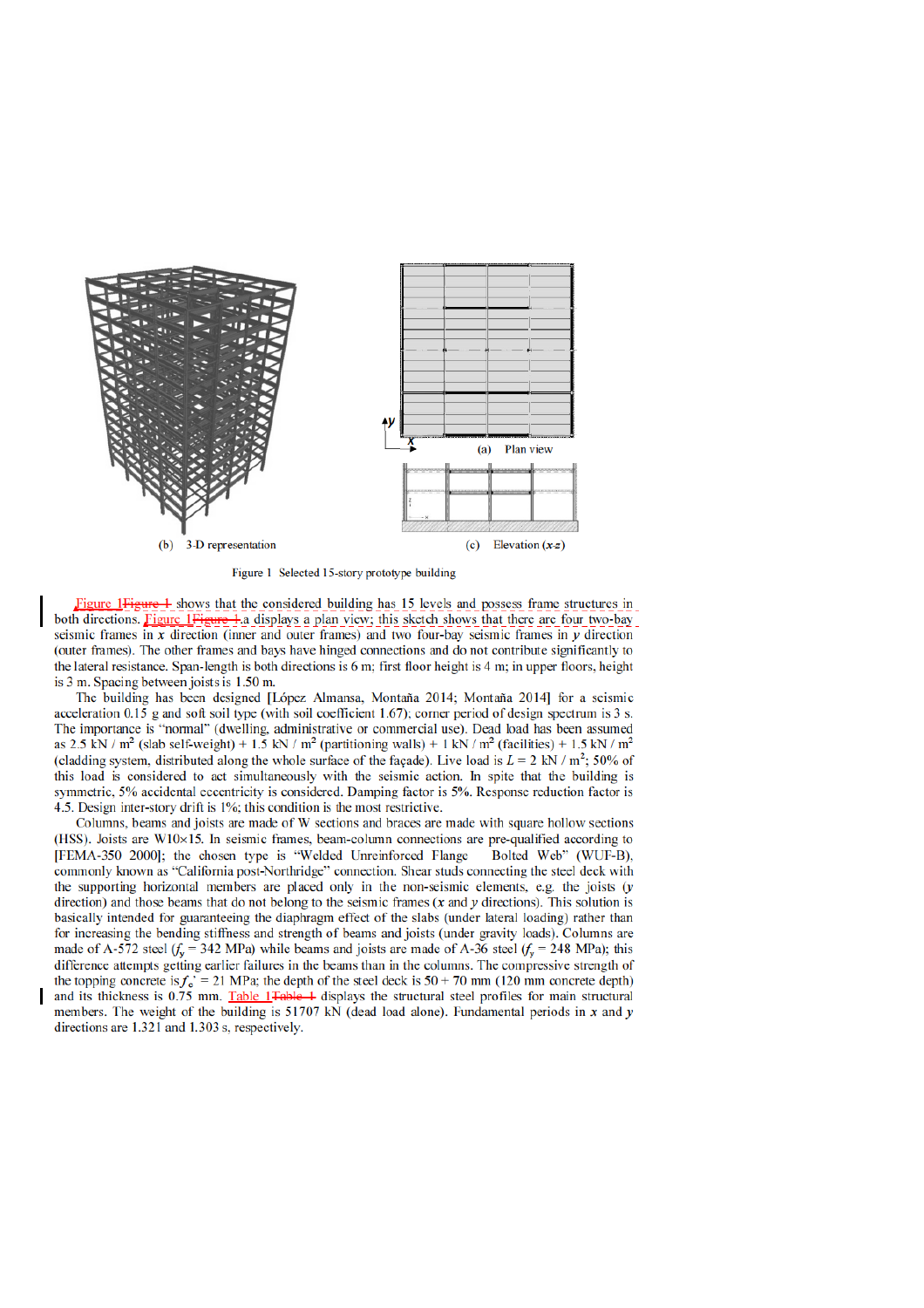(b) 3-D representation

(a) Plan view

(c) Elevation (*x*-*z*)

Figure 1 Selected 15-story prototype building

Figure 1 shows that the considered building has 15 levels and possess frame structures in both directions. Figure 1.a displays a plan view; this sketch shows that there are four two-bay seismic frames in *x* direction (inner and outer frames) and two four-bay seismic frames in *y* direction (outer frames). The other frames and bays have hinged connections and do not contribute significantly to the lateral resistance. Span-length is both directions is 6 m; first floor height is 4 m; in upper floors, height is 3 m. Spacing between joists is 1.50 m.

The building has been designed [López Almansa, Montaña 2014; Montaña 2014] for a seismic acceleration 0.15 g and soft soil type (with soil coefficient 1.67); corner period of design spectrum is 3 s. The importance is "normal" (dwelling, administrative or commercial use). Dead load has been assumed as 2.5 kN / m$^2$ (slab self-weight) + 1.5 kN / m$^2$ (partitioning walls) + 1 kN / m$^2$ (facilities) + 1.5 kN / m$^2$ (cladding system, distributed along the whole surface of the façade). Live load is $L$ = 2 kN / m$^2$; 50% of this load is considered to act simultaneously with the seismic action. In spite that the building is symmetric, 5% accidental eccentricity is considered. Damping factor is 5%. Response reduction factor is 4.5. Design inter-story drift is 1%; this condition is the most restrictive.

Columns, beams and joists are made of W sections and braces are made with square hollow sections (HSS). Joists are W10×15. In seismic frames, beam-column connections are pre-qualified according to [FEMA-350 2000]; the chosen type is "Welded Unreinforced Flange Bolted Web" (WUF-B), commonly known as "California post-Northridge" connection. Shear studs connecting the steel deck with the supporting horizontal members are placed only in the non-seismic elements, e.g. the joists (*y* direction) and those beams that do not belong to the seismic frames (*x* and *y* directions). This solution is basically intended for guaranteeing the diaphragm effect of the slabs (under lateral loading) rather than for increasing the bending stiffness and strength of beams and joists (under gravity loads). Columns are made of A-572 steel ($f_y$ = 342 MPa) while beams and joists are made of A-36 steel ($f_y$ = 248 MPa); this difference attempts getting earlier failures in the beams than in the columns. The compressive strength of the topping concrete is $f_c'$ = 21 MPa; the depth of the steel deck is 50 + 70 mm (120 mm concrete depth) and its thickness is 0.75 mm. Table 1 displays the structural steel profiles for main structural members. The weight of the building is 51707 kN (dead load alone). Fundamental periods in *x* and *y* directions are 1.321 and 1.303 s, respectively.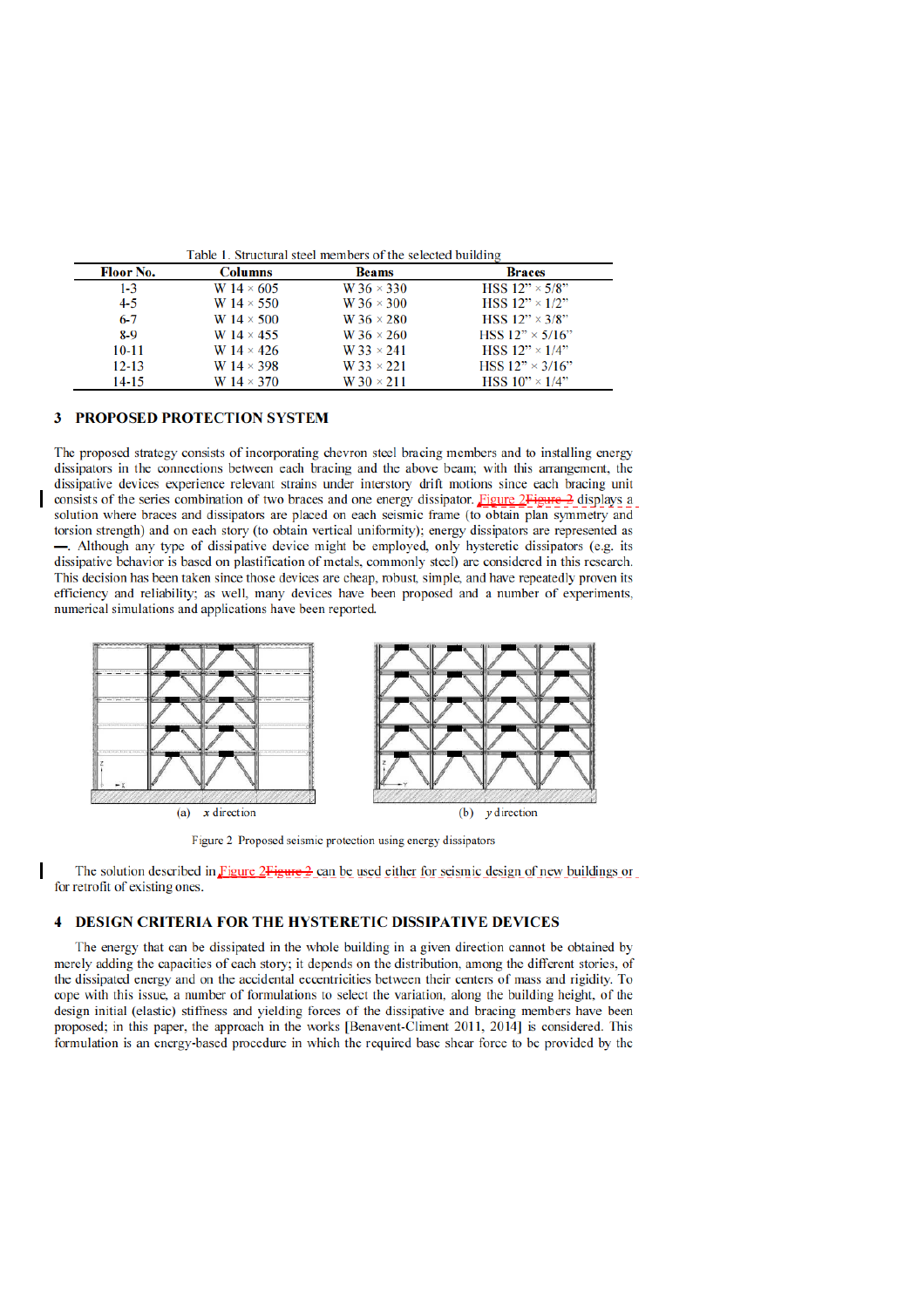Table 1. Structural steel members of the selected building

| Floor No. | Columns | Beams | Braces |
|---|---|---|---|
| 1-3 | W 14 × 605 | W 36 × 330 | HSS 12" × 5/8" |
| 4-5 | W 14 × 550 | W 36 × 300 | HSS 12" × 1/2" |
| 6-7 | W 14 × 500 | W 36 × 280 | HSS 12" × 3/8" |
| 8-9 | W 14 × 455 | W 36 × 260 | HSS 12" × 5/16" |
| 10-11 | W 14 × 426 | W 33 × 241 | HSS 12" × 1/4" |
| 12-13 | W 14 × 398 | W 33 × 221 | HSS 12" × 3/16" |
| 14-15 | W 14 × 370 | W 30 × 211 | HSS 10" × 1/4" |

## 3 PROPOSED PROTECTION SYSTEM

The proposed strategy consists of incorporating chevron steel bracing members and to installing energy dissipators in the connections between each bracing and the above beam; with this arrangement, the dissipative devices experience relevant strains under interstory drift motions since each bracing unit consists of the series combination of two braces and one energy dissipator. Figure 2Figure 2 displays a solution where braces and dissipators are placed on each seismic frame (to obtain plan symmetry and torsion strength) and on each story (to obtain vertical uniformity); energy dissipators are represented as ▬. Although any type of dissipative device might be employed, only hysteretic dissipators (e.g. its dissipative behavior is based on plastification of metals, commonly steel) are considered in this research. This decision has been taken since those devices are cheap, robust, simple, and have repeatedly proven its efficiency and reliability; as well, many devices have been proposed and a number of experiments, numerical simulations and applications have been reported.

(a) *x* direction

(b) *y* direction

Figure 2 Proposed seismic protection using energy dissipators

The solution described in Figure 2Figure 2 can be used either for seismic design of new buildings or for retrofit of existing ones.

## 4 DESIGN CRITERIA FOR THE HYSTERETIC DISSIPATIVE DEVICES

The energy that can be dissipated in the whole building in a given direction cannot be obtained by merely adding the capacities of each story; it depends on the distribution, among the different stories, of the dissipated energy and on the accidental eccentricities between their centers of mass and rigidity. To cope with this issue, a number of formulations to select the variation, along the building height, of the design initial (elastic) stiffness and yielding forces of the dissipative and bracing members have been proposed; in this paper, the approach in the works [Benavent-Climent 2011, 2014] is considered. This formulation is an energy-based procedure in which the required base shear force to be provided by the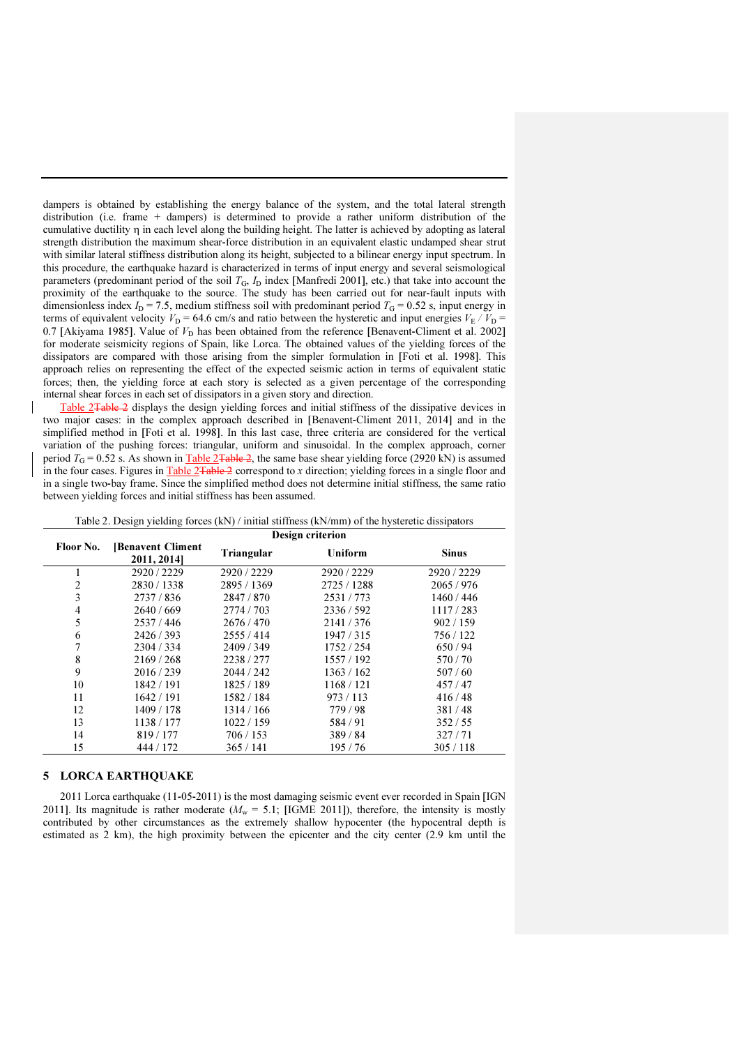dampers is obtained by establishing the energy balance of the system, and the total lateral strength distribution (i.e. frame + dampers) is determined to provide a rather uniform distribution of the cumulative ductility η in each level along the building height. The latter is achieved by adopting as lateral strength distribution the maximum shear-force distribution in an equivalent elastic undamped shear strut with similar lateral stiffness distribution along its height, subjected to a bilinear energy input spectrum. In this procedure, the earthquake hazard is characterized in terms of input energy and several seismological parameters (predominant period of the soil $T_G$, $I_D$ index [Manfredi 2001], etc.) that take into account the proximity of the earthquake to the source. The study has been carried out for near-fault inputs with dimensionless index $I_D = 7.5$, medium stiffness soil with predominant period $T_G = 0.52$ s, input energy in terms of equivalent velocity $V_D = 64.6$ cm/s and ratio between the hysteretic and input energies $V_E / V_D = 0.7$ [Akiyama 1985]. Value of $V_D$ has been obtained from the reference [Benavent-Climent et al. 2002] for moderate seismicity regions of Spain, like Lorca. The obtained values of the yielding forces of the dissipators are compared with those arising from the simpler formulation in [Foti et al. 1998]. This approach relies on representing the effect of the expected seismic action in terms of equivalent static forces; then, the yielding force at each story is selected as a given percentage of the corresponding internal shear forces in each set of dissipators in a given story and direction.

Table 2 displays the design yielding forces and initial stiffness of the dissipative devices in two major cases: in the complex approach described in [Benavent-Climent 2011, 2014] and in the simplified method in [Foti et al. 1998]. In this last case, three criteria are considered for the vertical variation of the pushing forces: triangular, uniform and sinusoidal. In the complex approach, corner period $T_G = 0.52$ s. As shown in Table 2, the same base shear yielding force (2920 kN) is assumed in the four cases. Figures in Table 2 correspond to $x$ direction; yielding forces in a single floor and in a single two-bay frame. Since the simplified method does not determine initial stiffness, the same ratio between yielding forces and initial stiffness has been assumed.

Table 2. Design yielding forces (kN) / initial stiffness (kN/mm) of the hysteretic dissipators

| Floor No. | Design criterion | | | |
|---|---|---|---|---|
| | [Benavent Climent 2011, 2014] | Triangular | Uniform | Sinus |
| 1 | 2920 / 2229 | 2920 / 2229 | 2920 / 2229 | 2920 / 2229 |
| 2 | 2830 / 1338 | 2895 / 1369 | 2725 / 1288 | 2065 / 976 |
| 3 | 2737 / 836 | 2847 / 870 | 2531 / 773 | 1460 / 446 |
| 4 | 2640 / 669 | 2774 / 703 | 2336 / 592 | 1117 / 283 |
| 5 | 2537 / 446 | 2676 / 470 | 2141 / 376 | 902 / 159 |
| 6 | 2426 / 393 | 2555 / 414 | 1947 / 315 | 756 / 122 |
| 7 | 2304 / 334 | 2409 / 349 | 1752 / 254 | 650 / 94 |
| 8 | 2169 / 268 | 2238 / 277 | 1557 / 192 | 570 / 70 |
| 9 | 2016 / 239 | 2044 / 242 | 1363 / 162 | 507 / 60 |
| 10 | 1842 / 191 | 1825 / 189 | 1168 / 121 | 457 / 47 |
| 11 | 1642 / 191 | 1582 / 184 | 973 / 113 | 416 / 48 |
| 12 | 1409 / 178 | 1314 / 166 | 779 / 98 | 381 / 48 |
| 13 | 1138 / 177 | 1022 / 159 | 584 / 91 | 352 / 55 |
| 14 | 819 / 177 | 706 / 153 | 389 / 84 | 327 / 71 |
| 15 | 444 / 172 | 365 / 141 | 195 / 76 | 305 / 118 |

## 5 LORCA EARTHQUAKE

2011 Lorca earthquake (11-05-2011) is the most damaging seismic event ever recorded in Spain [IGN 2011]. Its magnitude is rather moderate ($M_w = 5.1$; [IGME 2011]), therefore, the intensity is mostly contributed by other circumstances as the extremely shallow hypocenter (the hypocentral depth is estimated as 2 km), the high proximity between the epicenter and the city center (2.9 km until the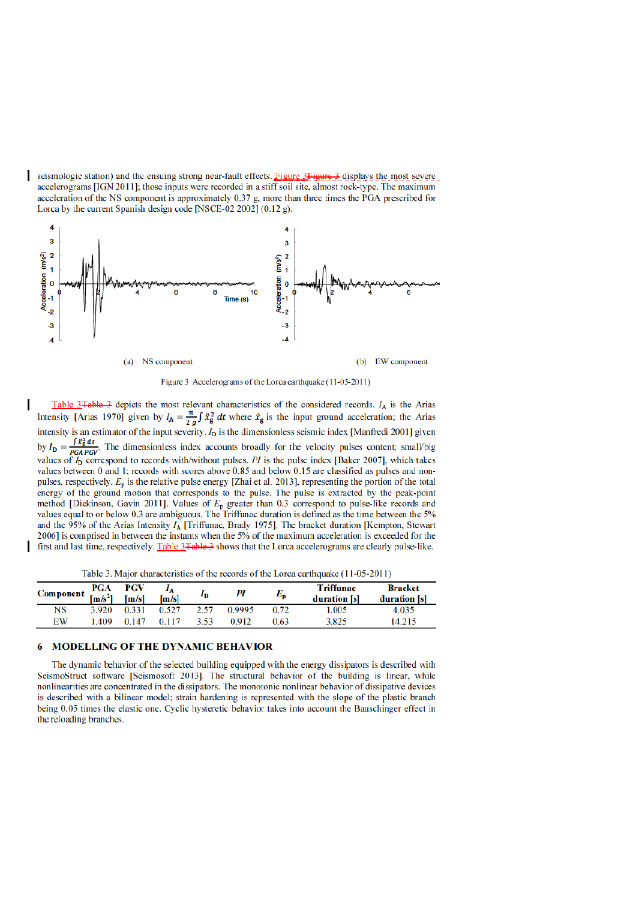seismologic station) and the ensuing strong near-fault effects. Figure 3 displays the most severe accelerograms [IGN 2011]; those inputs were recorded in a stiff soil site, almost rock-type. The maximum acceleration of the NS component is approximately 0.37 g, more than three times the PGA prescribed for Lorca by the current Spanish design code [NSCE-02 2002] (0.12 g).

(a) NS component

(b) EW component

Figure 3 Accelerograms of the Lorca earthquake (11-05-2011)

Table 3 depicts the most relevant characteristics of the considered records. $I_A$ is the Arias Intensity [Arias 1970] given by $I_A = \frac{\pi}{2\,g}\int \ddot{x}_g^2\,dt$ where $\ddot{x}_g$ is the input ground acceleration; the Arias intensity is an estimator of the input severity. $I_D$ is the dimensionless seismic index [Manfredi 2001] given by $I_D = \frac{\int \ddot{x}_g^2\,dt}{PGA\,PGV}$. The dimensionless index accounts broadly for the velocity pulses content; small/big values of $I_D$ correspond to records with/without pulses. *PI* is the pulse index [Baker 2007], which takes values between 0 and 1; records with scores above 0.85 and below 0.15 are classified as pulses and non-pulses, respectively. $E_p$ is the relative pulse energy [Zhai et al. 2013], representing the portion of the total energy of the ground motion that corresponds to the pulse. The pulse is extracted by the peak-point method [Dickinson, Gavin 2011]. Values of $E_p$ greater than 0.3 correspond to pulse-like records and values equal to or below 0.3 are ambiguous. The Triffunac duration is defined as the time between the 5% and the 95% of the Arias Intensity $I_A$ [Triffunac, Brady 1975]. The bracket duration [Kempton, Stewart 2006] is comprised in between the instants when the 5% of the maximum acceleration is exceeded for the first and last time, respectively. Table 3 shows that the Lorca accelerograms are clearly pulse-like.

Table 3. Major characteristics of the records of the Lorca earthquake (11-05-2011)

| Component | PGA [m/s$^2$] | PGV [m/s] | $I_A$ [m/s] | $I_D$ | *PI* | $E_p$ | Triffunac duration [s] | Bracket duration [s] |
|---|---|---|---|---|---|---|---|---|
| NS | 3.920 | 0.331 | 0.527 | 2.57 | 0.9995 | 0.72 | 1.005 | 4.035 |
| EW | 1.409 | 0.147 | 0.117 | 3.53 | 0.912 | 0.63 | 3.825 | 14.215 |

## 6 MODELLING OF THE DYNAMIC BEHAVIOR

The dynamic behavior of the selected building equipped with the energy dissipators is described with SeismoStruct software [Seismosoft 2013]. The structural behavior of the building is linear, while nonlinearities are concentrated in the dissipators. The monotonic nonlinear behavior of dissipative devices is described with a bilinear model; strain hardening is represented with the slope of the plastic branch being 0.05 times the elastic one. Cyclic hysteretic behavior takes into account the Bauschinger effect in the reloading branches.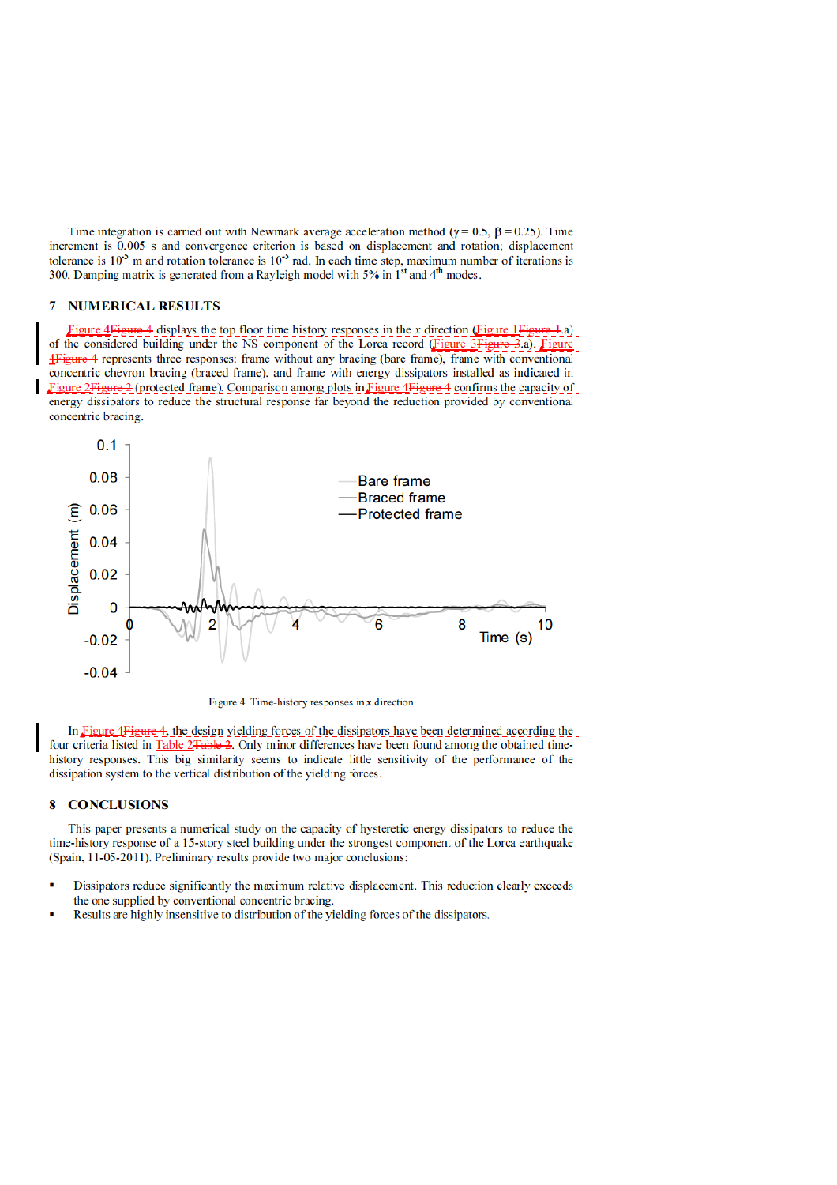Time integration is carried out with Newmark average acceleration method ($\gamma = 0.5$, $\beta = 0.25$). Time increment is 0.005 s and convergence criterion is based on displacement and rotation; displacement tolerance is $10^{-5}$ m and rotation tolerance is $10^{-5}$ rad. In each time step, maximum number of iterations is 300. Damping matrix is generated from a Rayleigh model with 5% in 1st and 4th modes.

## 7 NUMERICAL RESULTS

Figure 4 displays the top floor time history responses in the *x* direction (Figure 1.a) of the considered building under the NS component of the Lorca record (Figure 3.a). Figure 4 represents three responses: frame without any bracing (bare frame), frame with conventional concentric chevron bracing (braced frame), and frame with energy dissipators installed as indicated in Figure 2 (protected frame). Comparison among plots in Figure 4 confirms the capacity of energy dissipators to reduce the structural response far beyond the reduction provided by conventional concentric bracing.

Figure 4 Time-history responses in *x* direction

In Figure 4, the design yielding forces of the dissipators have been determined according the four criteria listed in Table 2. Only minor differences have been found among the obtained time-history responses. This big similarity seems to indicate little sensitivity of the performance of the dissipation system to the vertical distribution of the yielding forces.

## 8 CONCLUSIONS

This paper presents a numerical study on the capacity of hysteretic energy dissipators to reduce the time-history response of a 15-story steel building under the strongest component of the Lorca earthquake (Spain, 11-05-2011). Preliminary results provide two major conclusions:

- Dissipators reduce significantly the maximum relative displacement. This reduction clearly exceeds the one supplied by conventional concentric bracing.
- Results are highly insensitive to distribution of the yielding forces of the dissipators.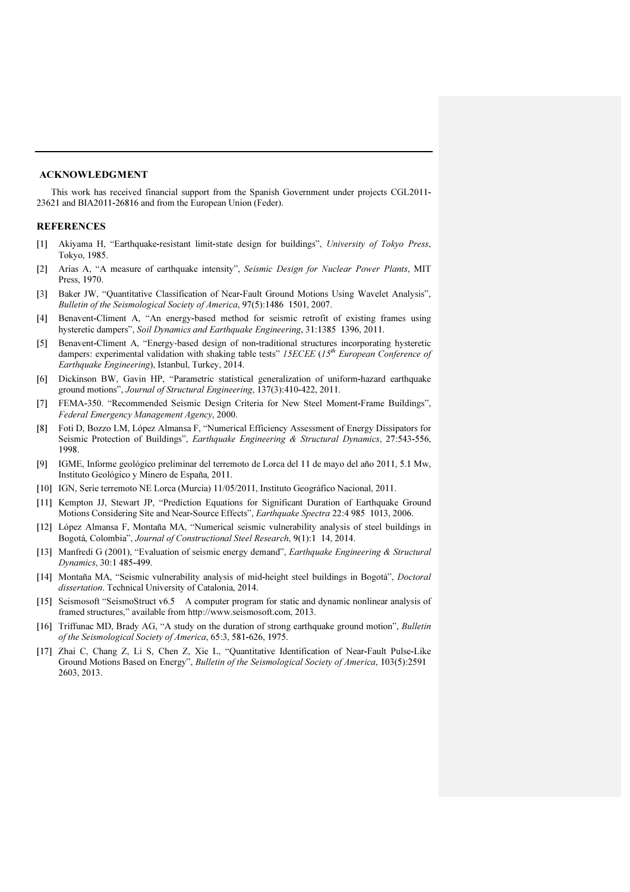## ACKNOWLEDGMENT

This work has received financial support from the Spanish Government under projects CGL2011-23621 and BIA2011-26816 and from the European Union (Feder).

## REFERENCES

[1] Akiyama H, "Earthquake-resistant limit-state design for buildings", *University of Tokyo Press*, Tokyo, 1985.

[2] Arias A, "A measure of earthquake intensity", *Seismic Design for Nuclear Power Plants*, MIT Press, 1970.

[3] Baker JW, "Quantitative Classification of Near-Fault Ground Motions Using Wavelet Analysis", *Bulletin of the Seismological Society of America*, 97(5):1486 1501, 2007.

[4] Benavent-Climent A, "An energy-based method for seismic retrofit of existing frames using hysteretic dampers", *Soil Dynamics and Earthquake Engineering*, 31:1385 1396, 2011.

[5] Benavent-Climent A, "Energy-based design of non-traditional structures incorporating hysteretic dampers: experimental validation with shaking table tests" *15ECEE* (*15th European Conference of Earthquake Engineering*), Istanbul, Turkey, 2014.

[6] Dickinson BW, Gavin HP, "Parametric statistical generalization of uniform-hazard earthquake ground motions", *Journal of Structural Engineering*, 137(3):410-422, 2011.

[7] FEMA-350. "Recommended Seismic Design Criteria for New Steel Moment-Frame Buildings", *Federal Emergency Management Agency*, 2000.

[8] Foti D, Bozzo LM, López Almansa F, "Numerical Efficiency Assessment of Energy Dissipators for Seismic Protection of Buildings", *Earthquake Engineering & Structural Dynamics*, 27:543-556, 1998.

[9] IGME, Informe geológico preliminar del terremoto de Lorca del 11 de mayo del año 2011, 5.1 Mw, Instituto Geológico y Minero de España, 2011.

[10] IGN, Serie terremoto NE Lorca (Murcia) 11/05/2011, Instituto Geográfico Nacional, 2011.

[11] Kempton JJ, Stewart JP, "Prediction Equations for Significant Duration of Earthquake Ground Motions Considering Site and Near-Source Effects", *Earthquake Spectra* 22:4 985 1013, 2006.

[12] López Almansa F, Montaña MA, "Numerical seismic vulnerability analysis of steel buildings in Bogotá, Colombia", *Journal of Constructional Steel Research*, 9(1):1 14, 2014.

[13] Manfredi G (2001), "Evaluation of seismic energy demand", *Earthquake Engineering & Structural Dynamics*, 30:1 485-499.

[14] Montaña MA, "Seismic vulnerability analysis of mid-height steel buildings in Bogotá", *Doctoral dissertation*. Technical University of Catalonia, 2014.

[15] Seismosoft "SeismoStruct v6.5 A computer program for static and dynamic nonlinear analysis of framed structures," available from http://www.seismosoft.com, 2013.

[16] Triffunac MD, Brady AG, "A study on the duration of strong earthquake ground motion", *Bulletin of the Seismological Society of America*, 65:3, 581-626, 1975.

[17] Zhai C, Chang Z, Li S, Chen Z, Xie L, "Quantitative Identification of Near-Fault Pulse-Like Ground Motions Based on Energy", *Bulletin of the Seismological Society of America*, 103(5):2591 2603, 2013.